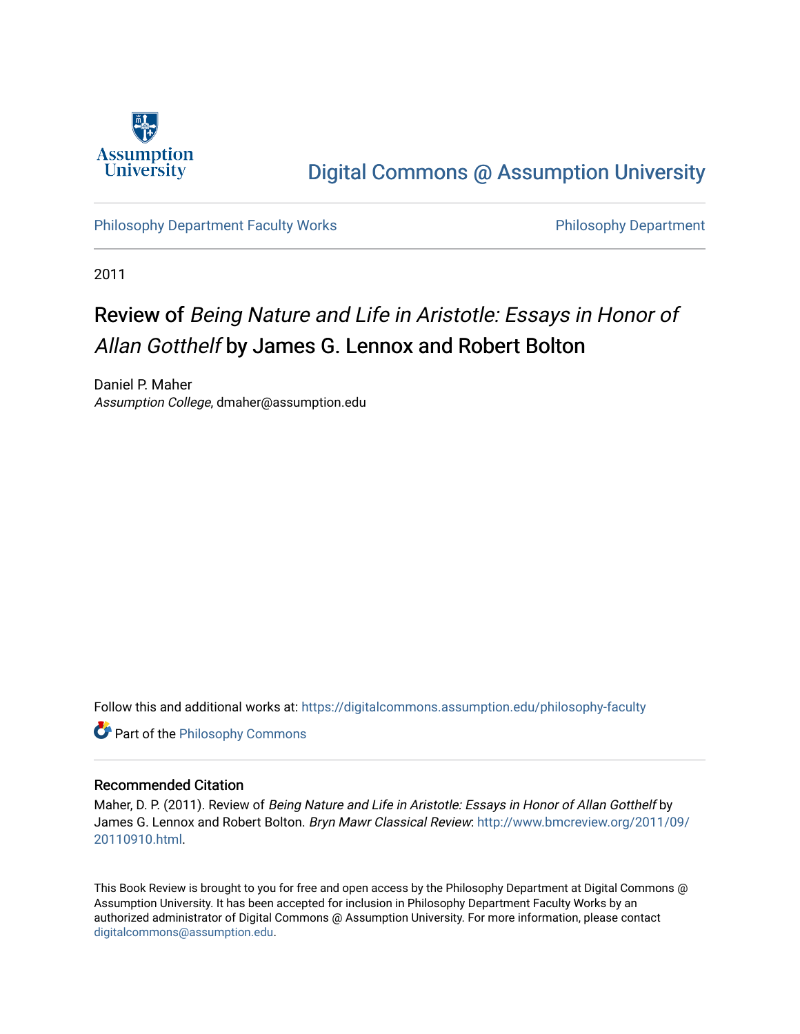Digital Commons @ Assumption University

Philosophy Department Faculty Works

Philosophy Department

2011

# Review of *Being Nature and Life in Aristotle: Essays in Honor of Allan Gotthelf* by James G. Lennox and Robert Bolton

Daniel P. Maher
*Assumption College*, dmaher@assumption.edu

Follow this and additional works at: https://digitalcommons.assumption.edu/philosophy-faculty

Part of the Philosophy Commons

## Recommended Citation

Maher, D. P. (2011). Review of *Being Nature and Life in Aristotle: Essays in Honor of Allan Gotthelf* by James G. Lennox and Robert Bolton. *Bryn Mawr Classical Review*: http://www.bmcreview.org/2011/09/20110910.html.

This Book Review is brought to you for free and open access by the Philosophy Department at Digital Commons @ Assumption University. It has been accepted for inclusion in Philosophy Department Faculty Works by an authorized administrator of Digital Commons @ Assumption University. For more information, please contact digitalcommons@assumption.edu.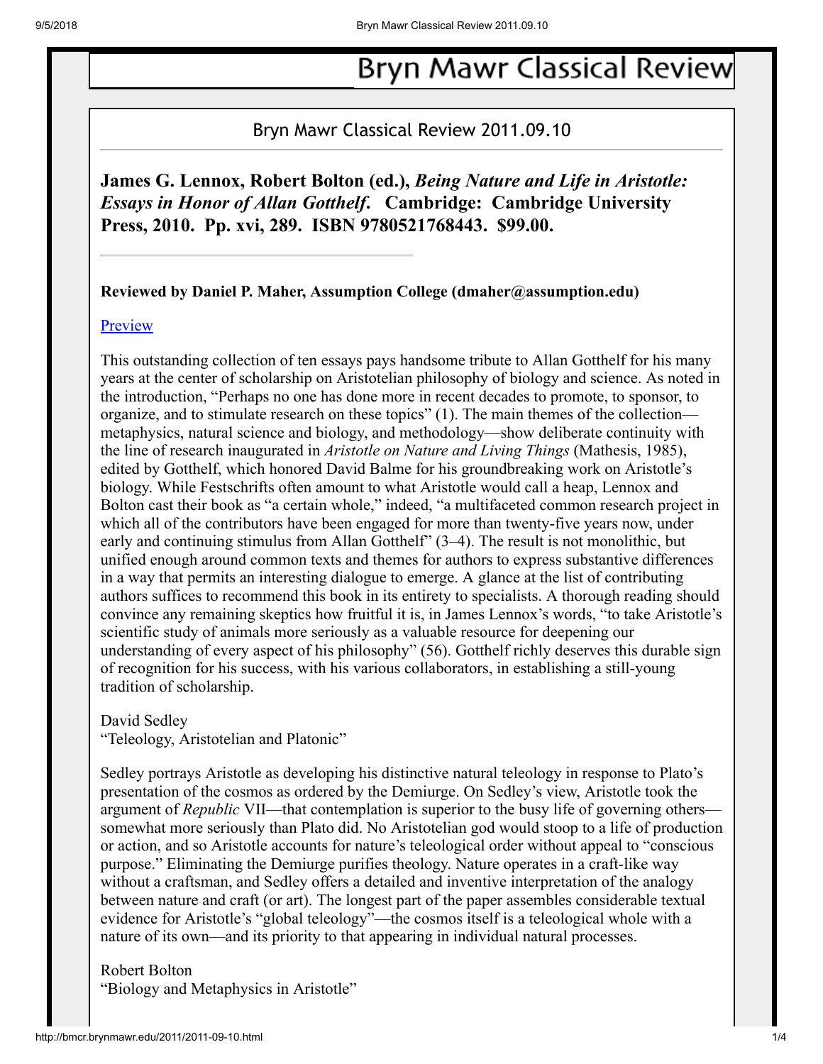# Bryn Mawr Classical Review

Bryn Mawr Classical Review 2011.09.10

**James G. Lennox, Robert Bolton (ed.), *Being Nature and Life in Aristotle: Essays in Honor of Allan Gotthelf*. Cambridge: Cambridge University Press, 2010. Pp. xvi, 289. ISBN 9780521768443. $99.00.**

---

**Reviewed by Daniel P. Maher, Assumption College (dmaher@assumption.edu)**

Preview

This outstanding collection of ten essays pays handsome tribute to Allan Gotthelf for his many years at the center of scholarship on Aristotelian philosophy of biology and science. As noted in the introduction, "Perhaps no one has done more in recent decades to promote, to sponsor, to organize, and to stimulate research on these topics" (1). The main themes of the collection—metaphysics, natural science and biology, and methodology—show deliberate continuity with the line of research inaugurated in *Aristotle on Nature and Living Things* (Mathesis, 1985), edited by Gotthelf, which honored David Balme for his groundbreaking work on Aristotle's biology. While Festschrifts often amount to what Aristotle would call a heap, Lennox and Bolton cast their book as "a certain whole," indeed, "a multifaceted common research project in which all of the contributors have been engaged for more than twenty-five years now, under early and continuing stimulus from Allan Gotthelf" (3–4). The result is not monolithic, but unified enough around common texts and themes for authors to express substantive differences in a way that permits an interesting dialogue to emerge. A glance at the list of contributing authors suffices to recommend this book in its entirety to specialists. A thorough reading should convince any remaining skeptics how fruitful it is, in James Lennox's words, "to take Aristotle's scientific study of animals more seriously as a valuable resource for deepening our understanding of every aspect of his philosophy" (56). Gotthelf richly deserves this durable sign of recognition for his success, with his various collaborators, in establishing a still-young tradition of scholarship.

David Sedley
"Teleology, Aristotelian and Platonic"

Sedley portrays Aristotle as developing his distinctive natural teleology in response to Plato's presentation of the cosmos as ordered by the Demiurge. On Sedley's view, Aristotle took the argument of *Republic* VII—that contemplation is superior to the busy life of governing others—somewhat more seriously than Plato did. No Aristotelian god would stoop to a life of production or action, and so Aristotle accounts for nature's teleological order without appeal to "conscious purpose." Eliminating the Demiurge purifies theology. Nature operates in a craft-like way without a craftsman, and Sedley offers a detailed and inventive interpretation of the analogy between nature and craft (or art). The longest part of the paper assembles considerable textual evidence for Aristotle's "global teleology"—the cosmos itself is a teleological whole with a nature of its own—and its priority to that appearing in individual natural processes.

Robert Bolton
"Biology and Metaphysics in Aristotle"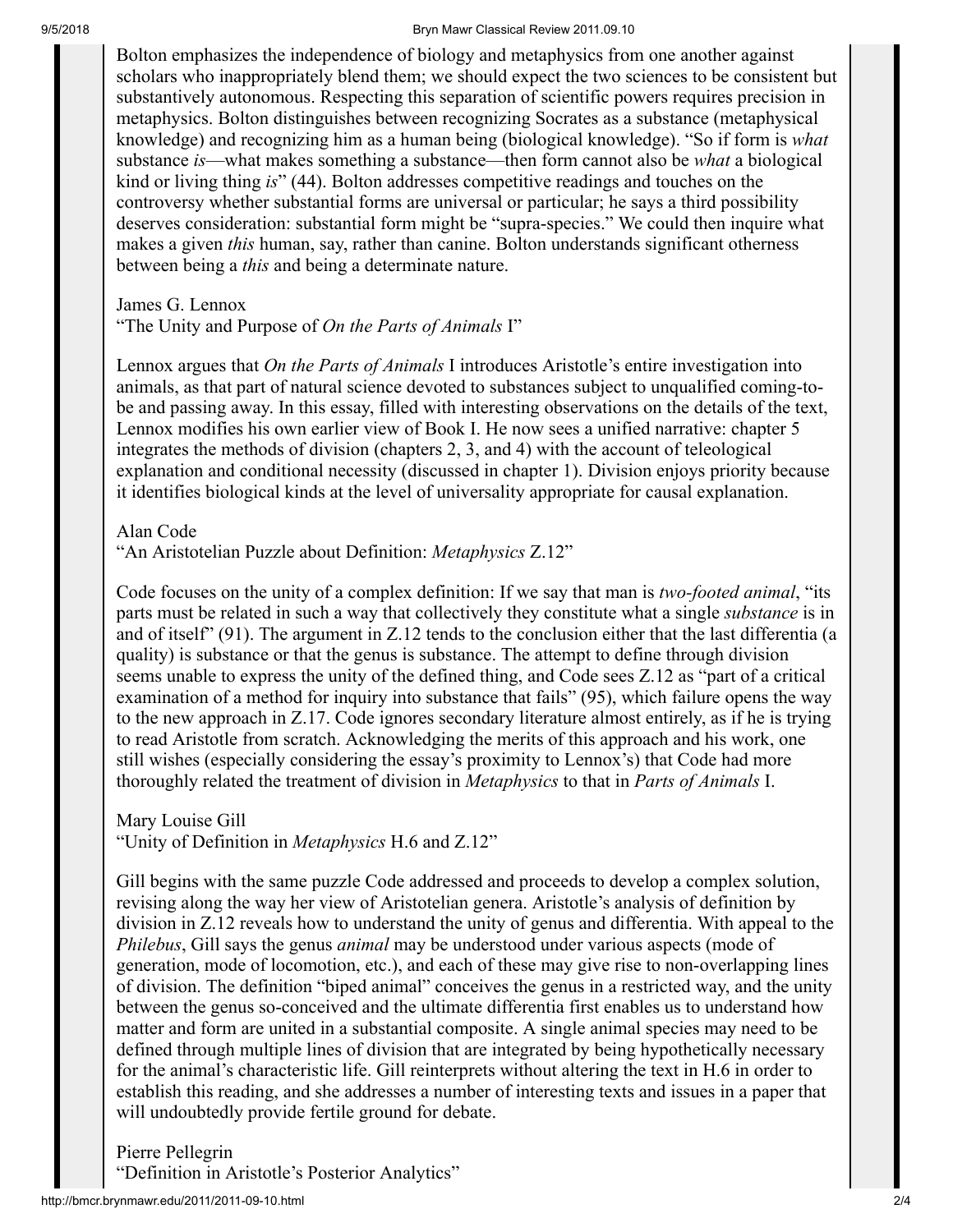Bolton emphasizes the independence of biology and metaphysics from one another against scholars who inappropriately blend them; we should expect the two sciences to be consistent but substantively autonomous. Respecting this separation of scientific powers requires precision in metaphysics. Bolton distinguishes between recognizing Socrates as a substance (metaphysical knowledge) and recognizing him as a human being (biological knowledge). "So if form is *what* substance *is*—what makes something a substance—then form cannot also be *what* a biological kind or living thing *is*" (44). Bolton addresses competitive readings and touches on the controversy whether substantial forms are universal or particular; he says a third possibility deserves consideration: substantial form might be "supra-species." We could then inquire what makes a given *this* human, say, rather than canine. Bolton understands significant otherness between being a *this* and being a determinate nature.

James G. Lennox
"The Unity and Purpose of *On the Parts of Animals* I"

Lennox argues that *On the Parts of Animals* I introduces Aristotle's entire investigation into animals, as that part of natural science devoted to substances subject to unqualified coming-to-be and passing away. In this essay, filled with interesting observations on the details of the text, Lennox modifies his own earlier view of Book I. He now sees a unified narrative: chapter 5 integrates the methods of division (chapters 2, 3, and 4) with the account of teleological explanation and conditional necessity (discussed in chapter 1). Division enjoys priority because it identifies biological kinds at the level of universality appropriate for causal explanation.

Alan Code
"An Aristotelian Puzzle about Definition: *Metaphysics* Z.12"

Code focuses on the unity of a complex definition: If we say that man is *two-footed animal*, "its parts must be related in such a way that collectively they constitute what a single *substance* is in and of itself" (91). The argument in Z.12 tends to the conclusion either that the last differentia (a quality) is substance or that the genus is substance. The attempt to define through division seems unable to express the unity of the defined thing, and Code sees Z.12 as "part of a critical examination of a method for inquiry into substance that fails" (95), which failure opens the way to the new approach in Z.17. Code ignores secondary literature almost entirely, as if he is trying to read Aristotle from scratch. Acknowledging the merits of this approach and his work, one still wishes (especially considering the essay's proximity to Lennox's) that Code had more thoroughly related the treatment of division in *Metaphysics* to that in *Parts of Animals* I.

Mary Louise Gill
"Unity of Definition in *Metaphysics* H.6 and Z.12"

Gill begins with the same puzzle Code addressed and proceeds to develop a complex solution, revising along the way her view of Aristotelian genera. Aristotle's analysis of definition by division in Z.12 reveals how to understand the unity of genus and differentia. With appeal to the *Philebus*, Gill says the genus *animal* may be understood under various aspects (mode of generation, mode of locomotion, etc.), and each of these may give rise to non-overlapping lines of division. The definition "biped animal" conceives the genus in a restricted way, and the unity between the genus so-conceived and the ultimate differentia first enables us to understand how matter and form are united in a substantial composite. A single animal species may need to be defined through multiple lines of division that are integrated by being hypothetically necessary for the animal's characteristic life. Gill reinterprets without altering the text in H.6 in order to establish this reading, and she addresses a number of interesting texts and issues in a paper that will undoubtedly provide fertile ground for debate.

Pierre Pellegrin
"Definition in Aristotle's Posterior Analytics"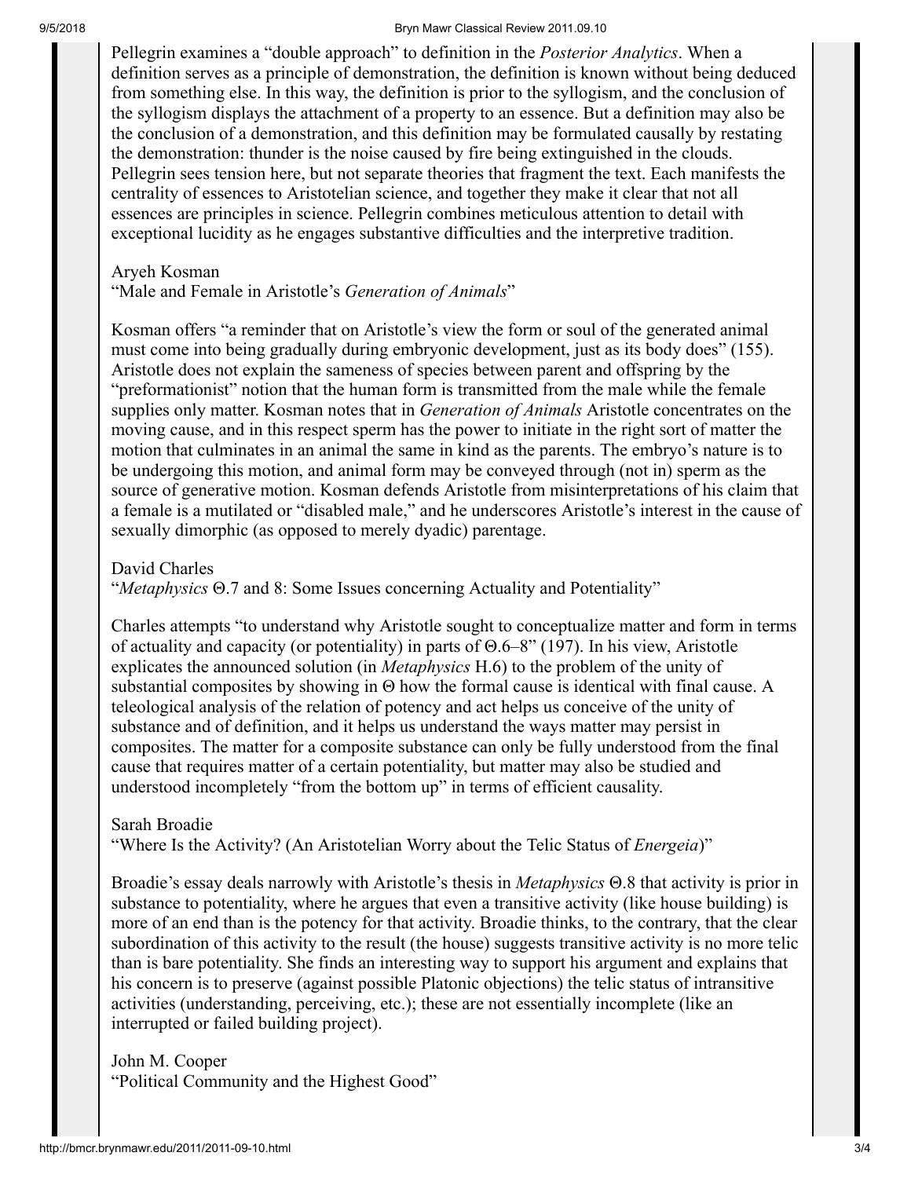Pellegrin examines a "double approach" to definition in the *Posterior Analytics*. When a definition serves as a principle of demonstration, the definition is known without being deduced from something else. In this way, the definition is prior to the syllogism, and the conclusion of the syllogism displays the attachment of a property to an essence. But a definition may also be the conclusion of a demonstration, and this definition may be formulated causally by restating the demonstration: thunder is the noise caused by fire being extinguished in the clouds. Pellegrin sees tension here, but not separate theories that fragment the text. Each manifests the centrality of essences to Aristotelian science, and together they make it clear that not all essences are principles in science. Pellegrin combines meticulous attention to detail with exceptional lucidity as he engages substantive difficulties and the interpretive tradition.

Aryeh Kosman
"Male and Female in Aristotle's *Generation of Animals*"

Kosman offers "a reminder that on Aristotle's view the form or soul of the generated animal must come into being gradually during embryonic development, just as its body does" (155). Aristotle does not explain the sameness of species between parent and offspring by the "preformationist" notion that the human form is transmitted from the male while the female supplies only matter. Kosman notes that in *Generation of Animals* Aristotle concentrates on the moving cause, and in this respect sperm has the power to initiate in the right sort of matter the motion that culminates in an animal the same in kind as the parents. The embryo's nature is to be undergoing this motion, and animal form may be conveyed through (not in) sperm as the source of generative motion. Kosman defends Aristotle from misinterpretations of his claim that a female is a mutilated or "disabled male," and he underscores Aristotle's interest in the cause of sexually dimorphic (as opposed to merely dyadic) parentage.

David Charles
"*Metaphysics* Θ.7 and 8: Some Issues concerning Actuality and Potentiality"

Charles attempts "to understand why Aristotle sought to conceptualize matter and form in terms of actuality and capacity (or potentiality) in parts of Θ.6–8" (197). In his view, Aristotle explicates the announced solution (in *Metaphysics* H.6) to the problem of the unity of substantial composites by showing in Θ how the formal cause is identical with final cause. A teleological analysis of the relation of potency and act helps us conceive of the unity of substance and of definition, and it helps us understand the ways matter may persist in composites. The matter for a composite substance can only be fully understood from the final cause that requires matter of a certain potentiality, but matter may also be studied and understood incompletely "from the bottom up" in terms of efficient causality.

Sarah Broadie
"Where Is the Activity? (An Aristotelian Worry about the Telic Status of *Energeia*)"

Broadie's essay deals narrowly with Aristotle's thesis in *Metaphysics* Θ.8 that activity is prior in substance to potentiality, where he argues that even a transitive activity (like house building) is more of an end than is the potency for that activity. Broadie thinks, to the contrary, that the clear subordination of this activity to the result (the house) suggests transitive activity is no more telic than is bare potentiality. She finds an interesting way to support his argument and explains that his concern is to preserve (against possible Platonic objections) the telic status of intransitive activities (understanding, perceiving, etc.); these are not essentially incomplete (like an interrupted or failed building project).

John M. Cooper
"Political Community and the Highest Good"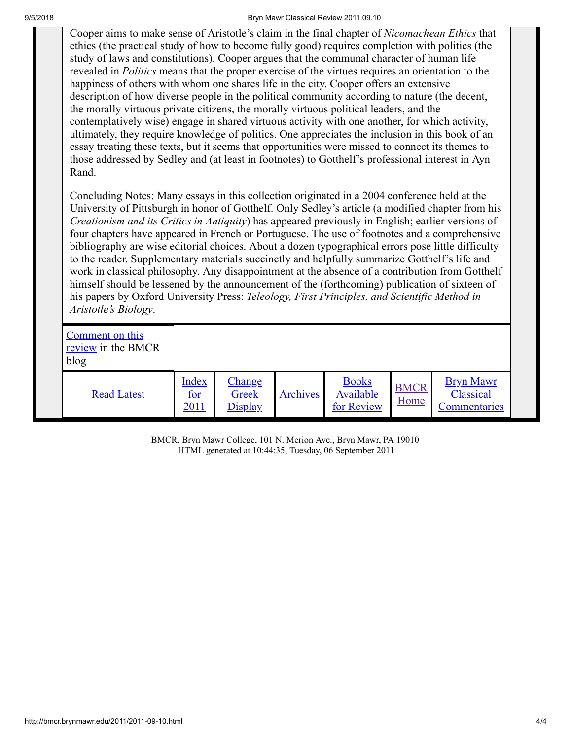Cooper aims to make sense of Aristotle's claim in the final chapter of *Nicomachean Ethics* that ethics (the practical study of how to become fully good) requires completion with politics (the study of laws and constitutions). Cooper argues that the communal character of human life revealed in *Politics* means that the proper exercise of the virtues requires an orientation to the happiness of others with whom one shares life in the city. Cooper offers an extensive description of how diverse people in the political community according to nature (the decent, the morally virtuous private citizens, the morally virtuous political leaders, and the contemplatively wise) engage in shared virtuous activity with one another, for which activity, ultimately, they require knowledge of politics. One appreciates the inclusion in this book of an essay treating these texts, but it seems that opportunities were missed to connect its themes to those addressed by Sedley and (at least in footnotes) to Gotthelf's professional interest in Ayn Rand.

Concluding Notes: Many essays in this collection originated in a 2004 conference held at the University of Pittsburgh in honor of Gotthelf. Only Sedley's article (a modified chapter from his *Creationism and its Critics in Antiquity*) has appeared previously in English; earlier versions of four chapters have appeared in French or Portuguese. The use of footnotes and a comprehensive bibliography are wise editorial choices. About a dozen typographical errors pose little difficulty to the reader. Supplementary materials succinctly and helpfully summarize Gotthelf's life and work in classical philosophy. Any disappointment at the absence of a contribution from Gotthelf himself should be lessened by the announcement of the (forthcoming) publication of sixteen of his papers by Oxford University Press: *Teleology, First Principles, and Scientific Method in Aristotle's Biology*.

| | | | | | | |
|---|---|---|---|---|---|---|
| Comment on this review in the BMCR blog | | | | | | |
| Read Latest | Index for 2011 | Change Greek Display | Archives | Books Available for Review | BMCR Home | Bryn Mawr Classical Commentaries |

BMCR, Bryn Mawr College, 101 N. Merion Ave., Bryn Mawr, PA 19010
HTML generated at 10:44:35, Tuesday, 06 September 2011